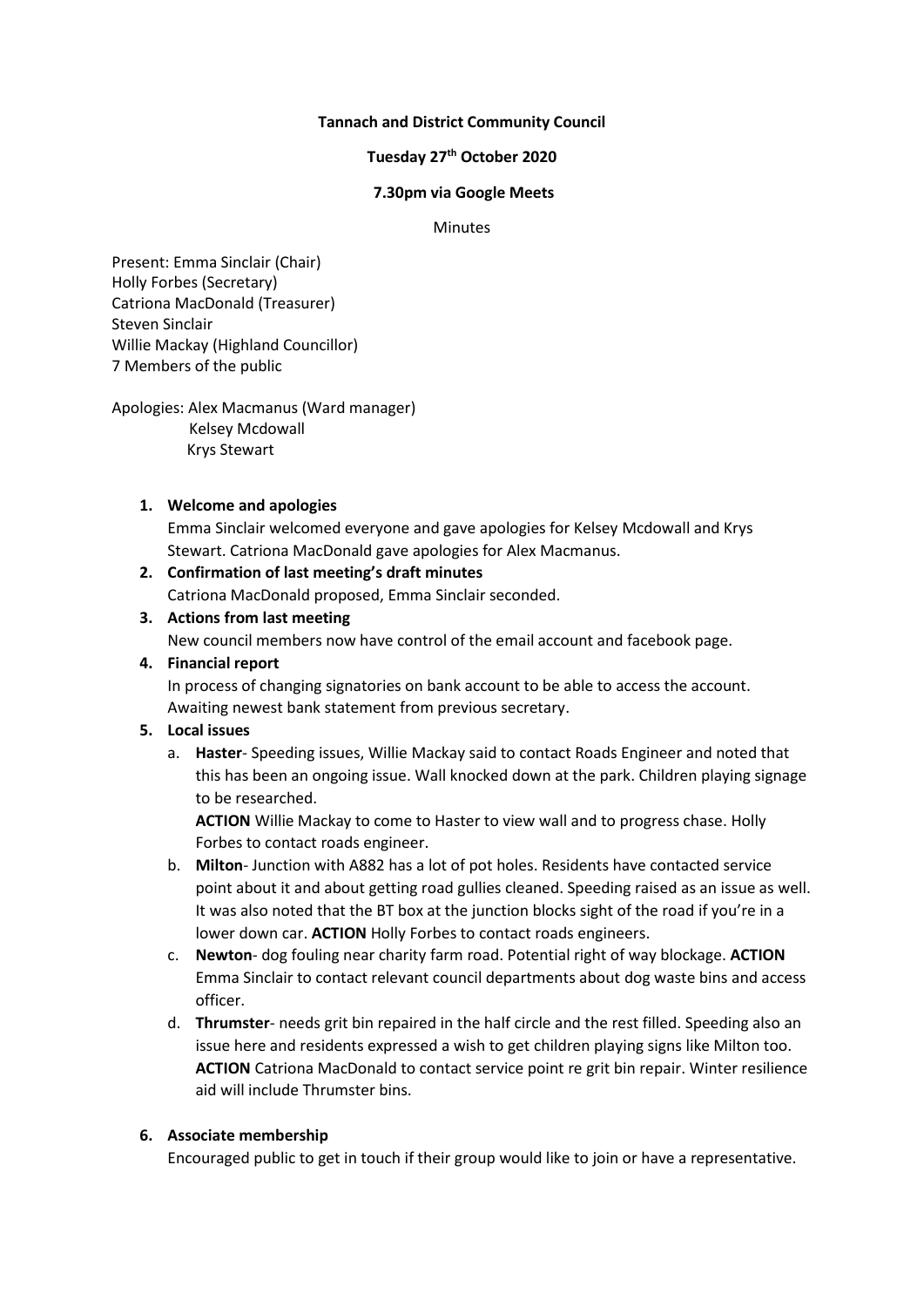**Tannach and District Community Council**

**Tuesday 27th October 2020**

**7.30pm via Google Meets**

Minutes

Present: Emma Sinclair (Chair)
Holly Forbes (Secretary)
Catriona MacDonald (Treasurer)
Steven Sinclair
Willie Mackay (Highland Councillor)
7 Members of the public

Apologies: Alex Macmanus (Ward manager)
Kelsey Mcdowall
Krys Stewart

1. **Welcome and apologies**
   Emma Sinclair welcomed everyone and gave apologies for Kelsey Mcdowall and Krys Stewart. Catriona MacDonald gave apologies for Alex Macmanus.
2. **Confirmation of last meeting's draft minutes**
   Catriona MacDonald proposed, Emma Sinclair seconded.
3. **Actions from last meeting**
   New council members now have control of the email account and facebook page.
4. **Financial report**
   In process of changing signatories on bank account to be able to access the account. Awaiting newest bank statement from previous secretary.
5. **Local issues**
   a. **Haster**- Speeding issues, Willie Mackay said to contact Roads Engineer and noted that this has been an ongoing issue. Wall knocked down at the park. Children playing signage to be researched.
      **ACTION** Willie Mackay to come to Haster to view wall and to progress chase. Holly Forbes to contact roads engineer.
   b. **Milton**- Junction with A882 has a lot of pot holes. Residents have contacted service point about it and about getting road gullies cleaned. Speeding raised as an issue as well. It was also noted that the BT box at the junction blocks sight of the road if you're in a lower down car. **ACTION** Holly Forbes to contact roads engineers.
   c. **Newton**- dog fouling near charity farm road. Potential right of way blockage. **ACTION** Emma Sinclair to contact relevant council departments about dog waste bins and access officer.
   d. **Thrumster**- needs grit bin repaired in the half circle and the rest filled. Speeding also an issue here and residents expressed a wish to get children playing signs like Milton too. **ACTION** Catriona MacDonald to contact service point re grit bin repair. Winter resilience aid will include Thrumster bins.

6. **Associate membership**
   Encouraged public to get in touch if their group would like to join or have a representative.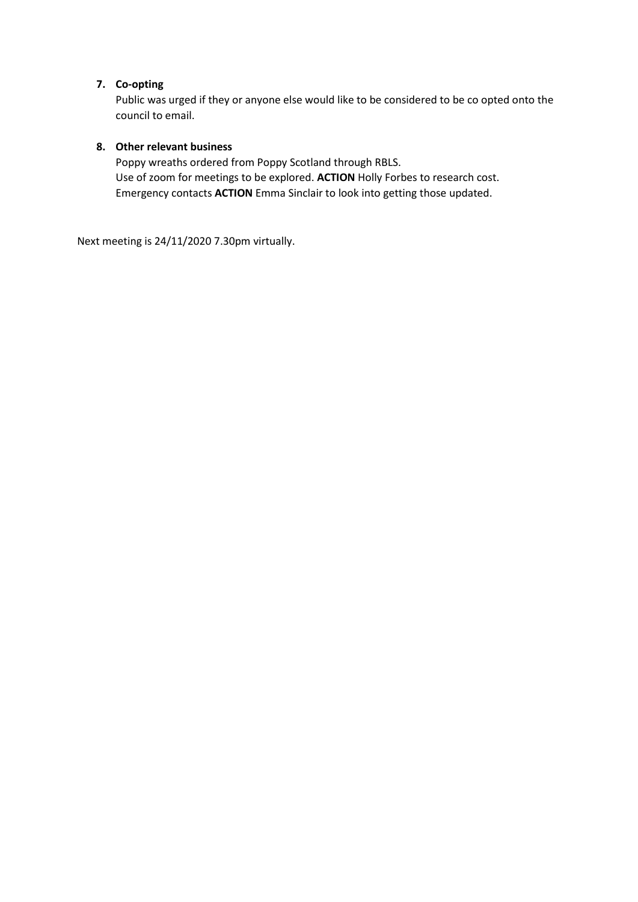7. **Co-opting**

   Public was urged if they or anyone else would like to be considered to be co opted onto the council to email.

8. **Other relevant business**

   Poppy wreaths ordered from Poppy Scotland through RBLS.
   Use of zoom for meetings to be explored. **ACTION** Holly Forbes to research cost.
   Emergency contacts **ACTION** Emma Sinclair to look into getting those updated.

Next meeting is 24/11/2020 7.30pm virtually.